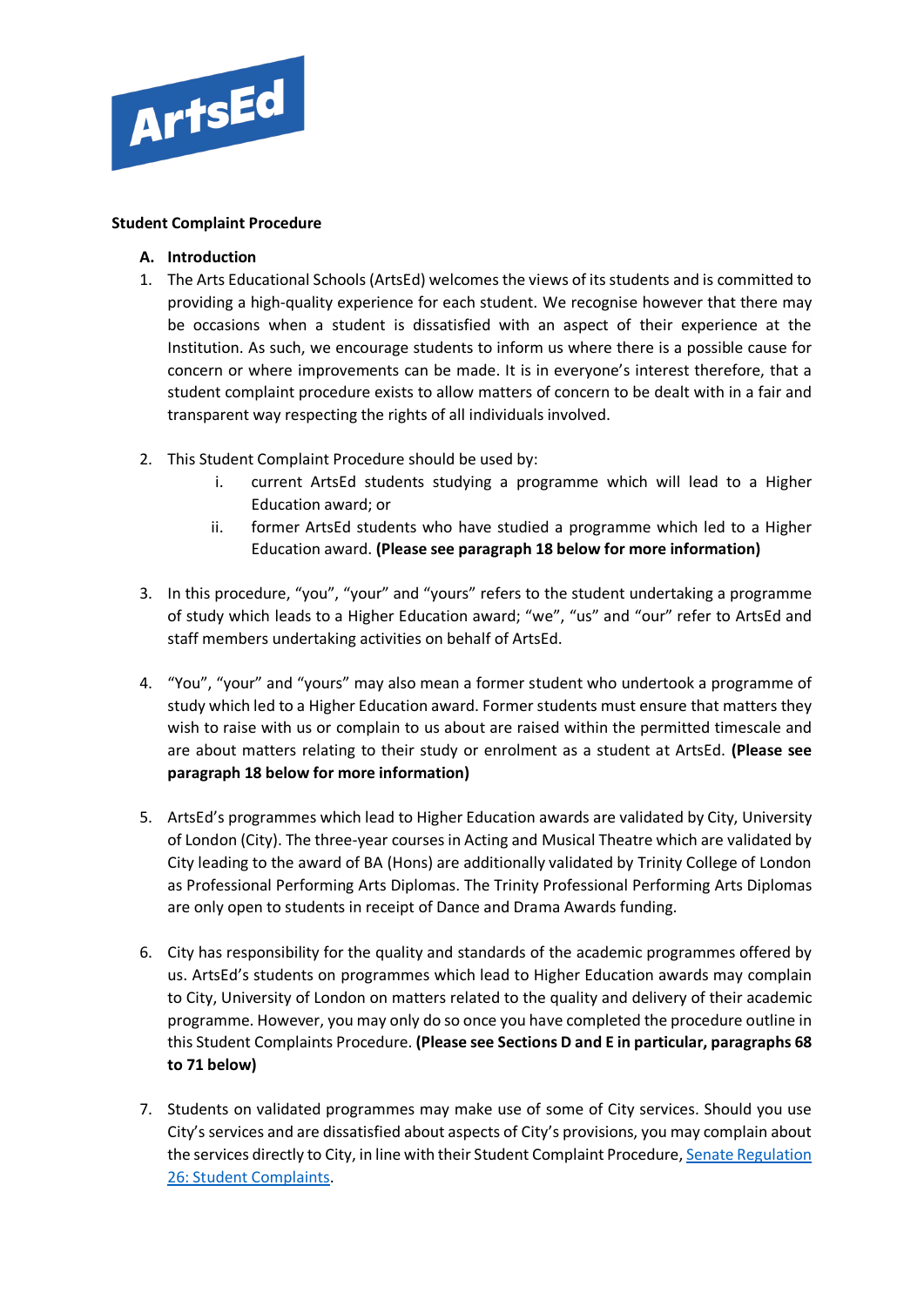**Student Complaint Procedure**

## A. Introduction

1. The Arts Educational Schools (ArtsEd) welcomes the views of its students and is committed to providing a high-quality experience for each student. We recognise however that there may be occasions when a student is dissatisfied with an aspect of their experience at the Institution. As such, we encourage students to inform us where there is a possible cause for concern or where improvements can be made. It is in everyone's interest therefore, that a student complaint procedure exists to allow matters of concern to be dealt with in a fair and transparent way respecting the rights of all individuals involved.

2. This Student Complaint Procedure should be used by:
   i. current ArtsEd students studying a programme which will lead to a Higher Education award; or
   ii. former ArtsEd students who have studied a programme which led to a Higher Education award. **(Please see paragraph 18 below for more information)**

3. In this procedure, "you", "your" and "yours" refers to the student undertaking a programme of study which leads to a Higher Education award; "we", "us" and "our" refer to ArtsEd and staff members undertaking activities on behalf of ArtsEd.

4. "You", "your" and "yours" may also mean a former student who undertook a programme of study which led to a Higher Education award. Former students must ensure that matters they wish to raise with us or complain to us about are raised within the permitted timescale and are about matters relating to their study or enrolment as a student at ArtsEd. **(Please see paragraph 18 below for more information)**

5. ArtsEd's programmes which lead to Higher Education awards are validated by City, University of London (City). The three-year courses in Acting and Musical Theatre which are validated by City leading to the award of BA (Hons) are additionally validated by Trinity College of London as Professional Performing Arts Diplomas. The Trinity Professional Performing Arts Diplomas are only open to students in receipt of Dance and Drama Awards funding.

6. City has responsibility for the quality and standards of the academic programmes offered by us. ArtsEd's students on programmes which lead to Higher Education awards may complain to City, University of London on matters related to the quality and delivery of their academic programme. However, you may only do so once you have completed the procedure outline in this Student Complaints Procedure. **(Please see Sections D and E in particular, paragraphs 68 to 71 below)**

7. Students on validated programmes may make use of some of City services. Should you use City's services and are dissatisfied about aspects of City's provisions, you may complain about the services directly to City, in line with their Student Complaint Procedure, [Senate Regulation 26: Student Complaints](Senate Regulation 26: Student Complaints).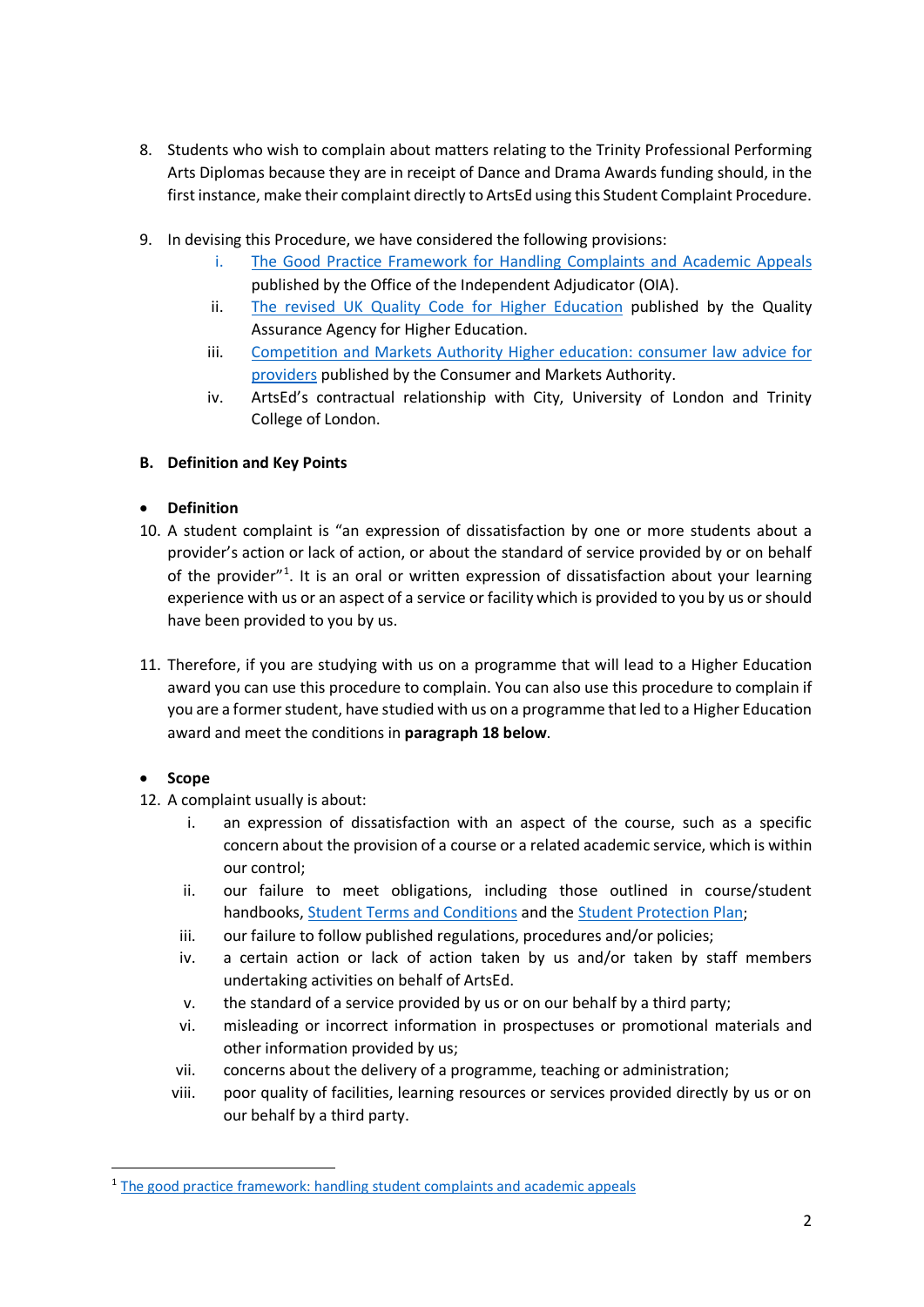8. Students who wish to complain about matters relating to the Trinity Professional Performing Arts Diplomas because they are in receipt of Dance and Drama Awards funding should, in the first instance, make their complaint directly to ArtsEd using this Student Complaint Procedure.

9. In devising this Procedure, we have considered the following provisions:
   i. The Good Practice Framework for Handling Complaints and Academic Appeals published by the Office of the Independent Adjudicator (OIA).
   ii. The revised UK Quality Code for Higher Education published by the Quality Assurance Agency for Higher Education.
   iii. Competition and Markets Authority Higher education: consumer law advice for providers published by the Consumer and Markets Authority.
   iv. ArtsEd's contractual relationship with City, University of London and Trinity College of London.

**B. Definition and Key Points**

- **Definition**

10. A student complaint is "an expression of dissatisfaction by one or more students about a provider's action or lack of action, or about the standard of service provided by or on behalf of the provider"[1]. It is an oral or written expression of dissatisfaction about your learning experience with us or an aspect of a service or facility which is provided to you by us or should have been provided to you by us.

11. Therefore, if you are studying with us on a programme that will lead to a Higher Education award you can use this procedure to complain. You can also use this procedure to complain if you are a former student, have studied with us on a programme that led to a Higher Education award and meet the conditions in **paragraph 18 below**.

- **Scope**

12. A complaint usually is about:
    i. an expression of dissatisfaction with an aspect of the course, such as a specific concern about the provision of a course or a related academic service, which is within our control;
    ii. our failure to meet obligations, including those outlined in course/student handbooks, Student Terms and Conditions and the Student Protection Plan;
    iii. our failure to follow published regulations, procedures and/or policies;
    iv. a certain action or lack of action taken by us and/or taken by staff members undertaking activities on behalf of ArtsEd.
    v. the standard of a service provided by us or on our behalf by a third party;
    vi. misleading or incorrect information in prospectuses or promotional materials and other information provided by us;
    vii. concerns about the delivery of a programme, teaching or administration;
    viii. poor quality of facilities, learning resources or services provided directly by us or on our behalf by a third party.

---

[1] The good practice framework: handling student complaints and academic appeals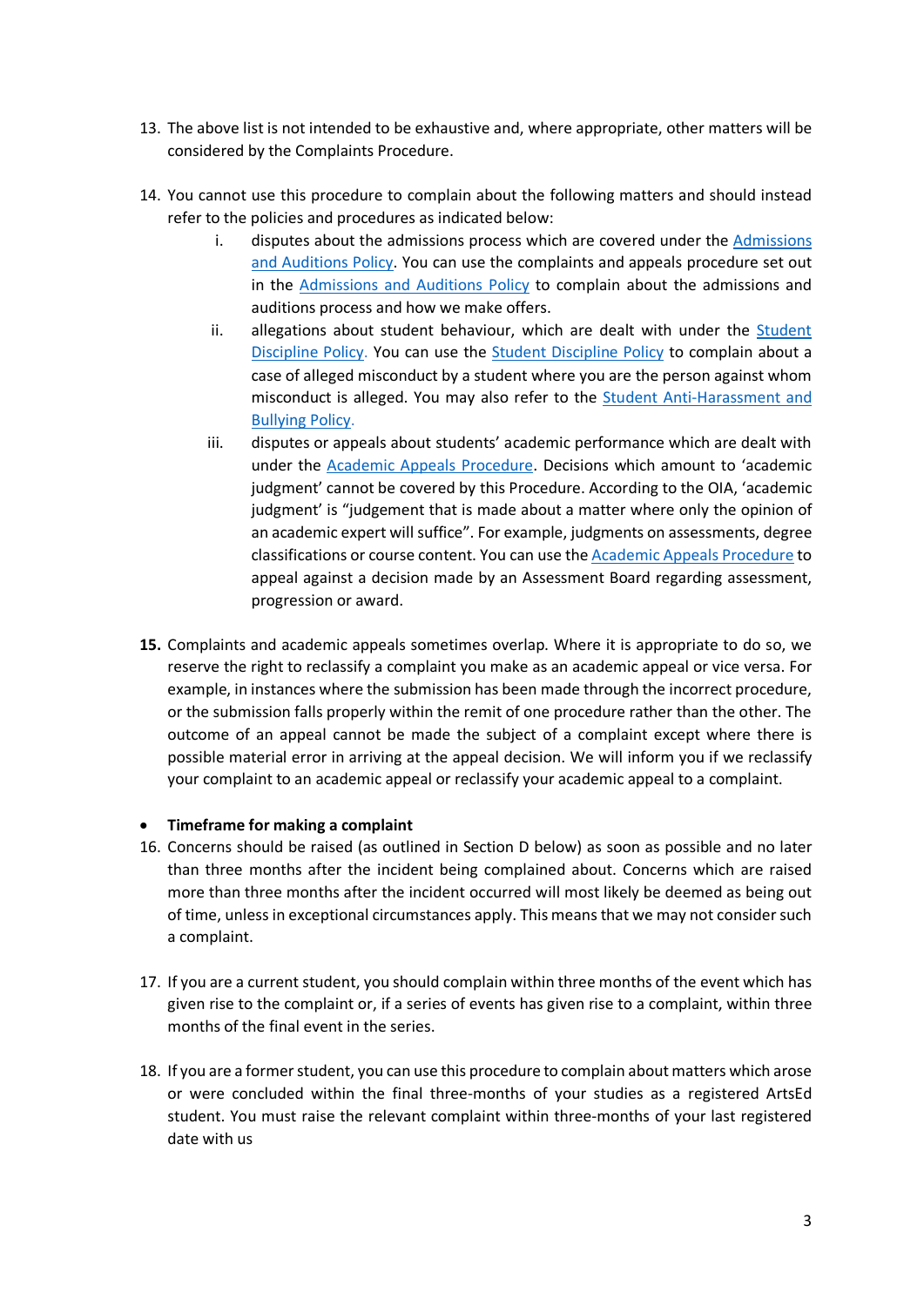13. The above list is not intended to be exhaustive and, where appropriate, other matters will be considered by the Complaints Procedure.

14. You cannot use this procedure to complain about the following matters and should instead refer to the policies and procedures as indicated below:
    i. disputes about the admissions process which are covered under the Admissions and Auditions Policy. You can use the complaints and appeals procedure set out in the Admissions and Auditions Policy to complain about the admissions and auditions process and how we make offers.
    ii. allegations about student behaviour, which are dealt with under the Student Discipline Policy. You can use the Student Discipline Policy to complain about a case of alleged misconduct by a student where you are the person against whom misconduct is alleged. You may also refer to the Student Anti-Harassment and Bullying Policy.
    iii. disputes or appeals about students' academic performance which are dealt with under the Academic Appeals Procedure. Decisions which amount to 'academic judgment' cannot be covered by this Procedure. According to the OIA, 'academic judgment' is "judgement that is made about a matter where only the opinion of an academic expert will suffice". For example, judgments on assessments, degree classifications or course content. You can use the Academic Appeals Procedure to appeal against a decision made by an Assessment Board regarding assessment, progression or award.

**15.** Complaints and academic appeals sometimes overlap. Where it is appropriate to do so, we reserve the right to reclassify a complaint you make as an academic appeal or vice versa. For example, in instances where the submission has been made through the incorrect procedure, or the submission falls properly within the remit of one procedure rather than the other. The outcome of an appeal cannot be made the subject of a complaint except where there is possible material error in arriving at the appeal decision. We will inform you if we reclassify your complaint to an academic appeal or reclassify your academic appeal to a complaint.

- **Timeframe for making a complaint**

16. Concerns should be raised (as outlined in Section D below) as soon as possible and no later than three months after the incident being complained about. Concerns which are raised more than three months after the incident occurred will most likely be deemed as being out of time, unless in exceptional circumstances apply. This means that we may not consider such a complaint.

17. If you are a current student, you should complain within three months of the event which has given rise to the complaint or, if a series of events has given rise to a complaint, within three months of the final event in the series.

18. If you are a former student, you can use this procedure to complain about matters which arose or were concluded within the final three-months of your studies as a registered ArtsEd student. You must raise the relevant complaint within three-months of your last registered date with us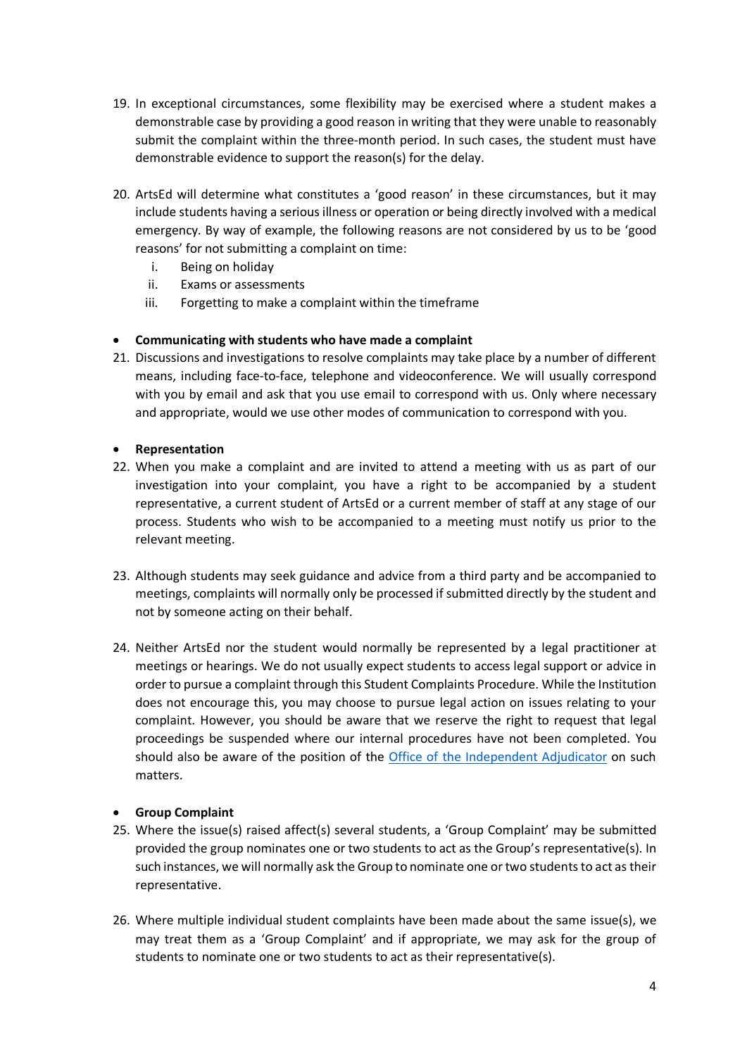19. In exceptional circumstances, some flexibility may be exercised where a student makes a demonstrable case by providing a good reason in writing that they were unable to reasonably submit the complaint within the three-month period. In such cases, the student must have demonstrable evidence to support the reason(s) for the delay.

20. ArtsEd will determine what constitutes a 'good reason' in these circumstances, but it may include students having a serious illness or operation or being directly involved with a medical emergency. By way of example, the following reasons are not considered by us to be 'good reasons' for not submitting a complaint on time:
    i. Being on holiday
    ii. Exams or assessments
    iii. Forgetting to make a complaint within the timeframe

- **Communicating with students who have made a complaint**

21. Discussions and investigations to resolve complaints may take place by a number of different means, including face-to-face, telephone and videoconference. We will usually correspond with you by email and ask that you use email to correspond with us. Only where necessary and appropriate, would we use other modes of communication to correspond with you.

- **Representation**

22. When you make a complaint and are invited to attend a meeting with us as part of our investigation into your complaint, you have a right to be accompanied by a student representative, a current student of ArtsEd or a current member of staff at any stage of our process. Students who wish to be accompanied to a meeting must notify us prior to the relevant meeting.

23. Although students may seek guidance and advice from a third party and be accompanied to meetings, complaints will normally only be processed if submitted directly by the student and not by someone acting on their behalf.

24. Neither ArtsEd nor the student would normally be represented by a legal practitioner at meetings or hearings. We do not usually expect students to access legal support or advice in order to pursue a complaint through this Student Complaints Procedure. While the Institution does not encourage this, you may choose to pursue legal action on issues relating to your complaint. However, you should be aware that we reserve the right to request that legal proceedings be suspended where our internal procedures have not been completed. You should also be aware of the position of the Office of the Independent Adjudicator on such matters.

- **Group Complaint**

25. Where the issue(s) raised affect(s) several students, a 'Group Complaint' may be submitted provided the group nominates one or two students to act as the Group's representative(s). In such instances, we will normally ask the Group to nominate one or two students to act as their representative.

26. Where multiple individual student complaints have been made about the same issue(s), we may treat them as a 'Group Complaint' and if appropriate, we may ask for the group of students to nominate one or two students to act as their representative(s).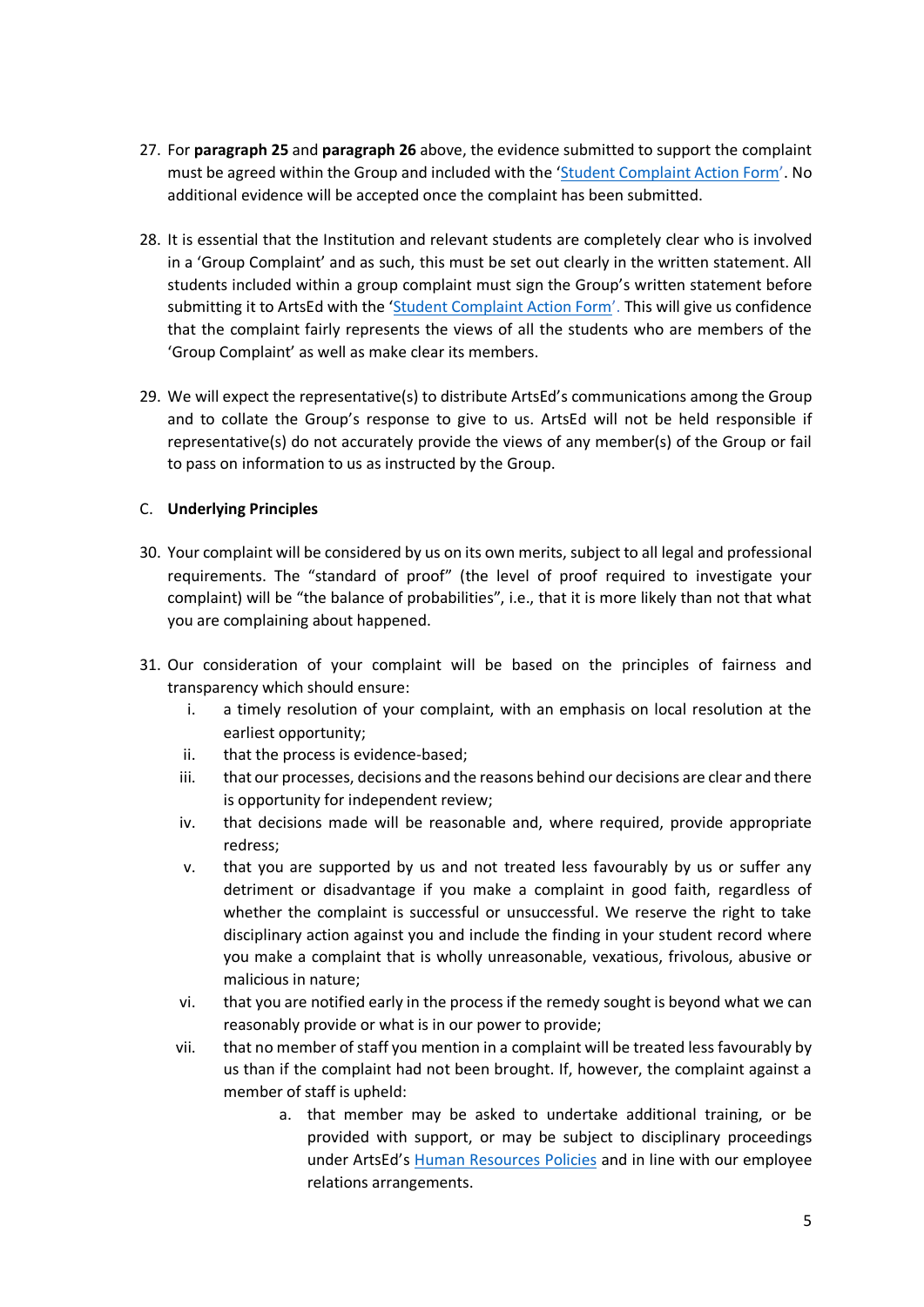27. For **paragraph 25** and **paragraph 26** above, the evidence submitted to support the complaint must be agreed within the Group and included with the '[Student Complaint Action Form](#)'. No additional evidence will be accepted once the complaint has been submitted.

28. It is essential that the Institution and relevant students are completely clear who is involved in a 'Group Complaint' and as such, this must be set out clearly in the written statement. All students included within a group complaint must sign the Group's written statement before submitting it to ArtsEd with the '[Student Complaint Action Form](#)'. This will give us confidence that the complaint fairly represents the views of all the students who are members of the 'Group Complaint' as well as make clear its members.

29. We will expect the representative(s) to distribute ArtsEd's communications among the Group and to collate the Group's response to give to us. ArtsEd will not be held responsible if representative(s) do not accurately provide the views of any member(s) of the Group or fail to pass on information to us as instructed by the Group.

C. **Underlying Principles**

30. Your complaint will be considered by us on its own merits, subject to all legal and professional requirements. The "standard of proof" (the level of proof required to investigate your complaint) will be "the balance of probabilities", i.e., that it is more likely than not that what you are complaining about happened.

31. Our consideration of your complaint will be based on the principles of fairness and transparency which should ensure:
    1. a timely resolution of your complaint, with an emphasis on local resolution at the earliest opportunity;
    2. that the process is evidence-based;
    3. that our processes, decisions and the reasons behind our decisions are clear and there is opportunity for independent review;
    4. that decisions made will be reasonable and, where required, provide appropriate redress;
    5. that you are supported by us and not treated less favourably by us or suffer any detriment or disadvantage if you make a complaint in good faith, regardless of whether the complaint is successful or unsuccessful. We reserve the right to take disciplinary action against you and include the finding in your student record where you make a complaint that is wholly unreasonable, vexatious, frivolous, abusive or malicious in nature;
    6. that you are notified early in the process if the remedy sought is beyond what we can reasonably provide or what is in our power to provide;
    7. that no member of staff you mention in a complaint will be treated less favourably by us than if the complaint had not been brought. If, however, the complaint against a member of staff is upheld:
        a. that member may be asked to undertake additional training, or be provided with support, or may be subject to disciplinary proceedings under ArtsEd's [Human Resources Policies](#) and in line with our employee relations arrangements.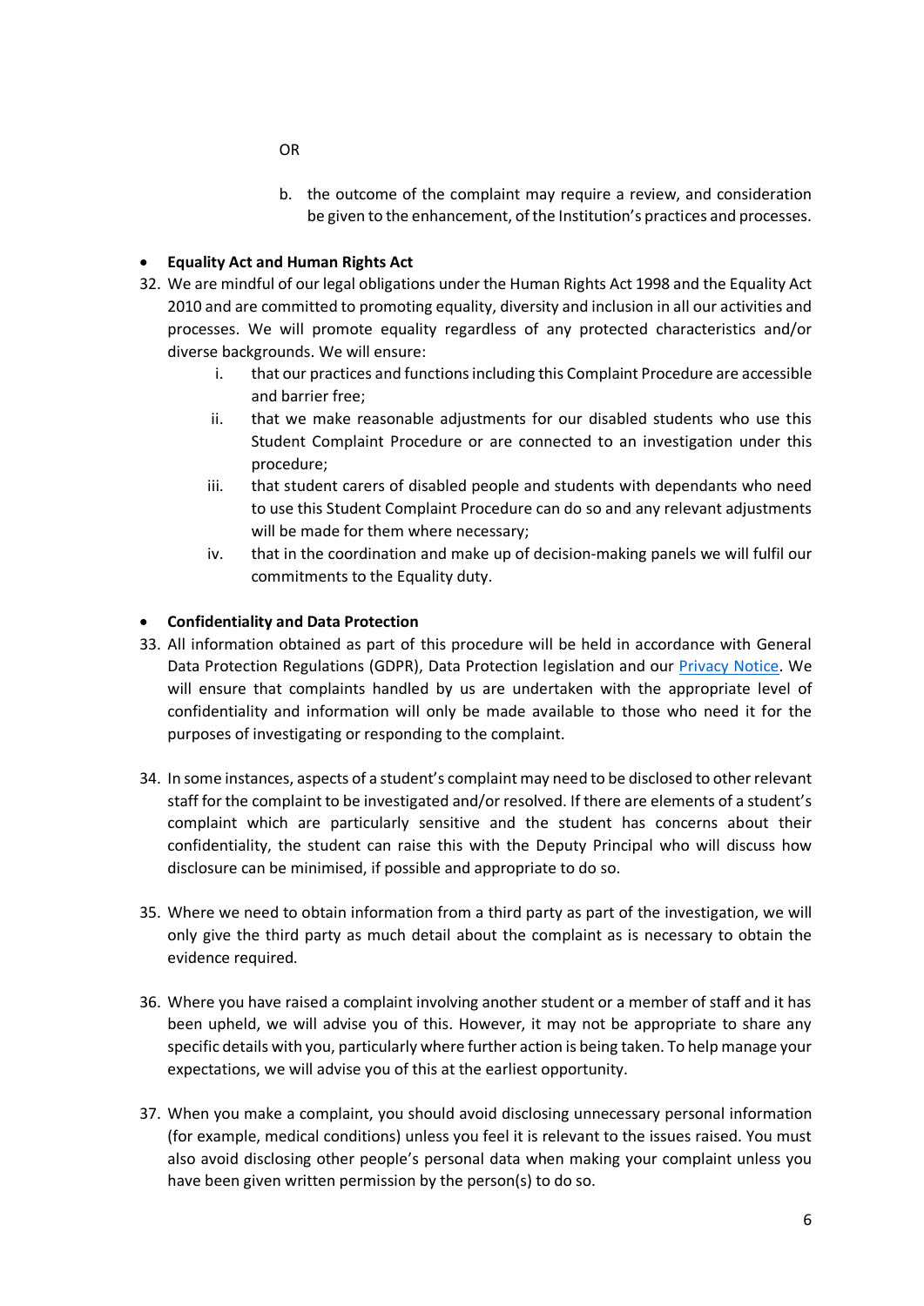OR

b. the outcome of the complaint may require a review, and consideration be given to the enhancement, of the Institution's practices and processes.

- **Equality Act and Human Rights Act**

32. We are mindful of our legal obligations under the Human Rights Act 1998 and the Equality Act 2010 and are committed to promoting equality, diversity and inclusion in all our activities and processes. We will promote equality regardless of any protected characteristics and/or diverse backgrounds. We will ensure:
    i. that our practices and functions including this Complaint Procedure are accessible and barrier free;
    ii. that we make reasonable adjustments for our disabled students who use this Student Complaint Procedure or are connected to an investigation under this procedure;
    iii. that student carers of disabled people and students with dependants who need to use this Student Complaint Procedure can do so and any relevant adjustments will be made for them where necessary;
    iv. that in the coordination and make up of decision-making panels we will fulfil our commitments to the Equality duty.

- **Confidentiality and Data Protection**

33. All information obtained as part of this procedure will be held in accordance with General Data Protection Regulations (GDPR), Data Protection legislation and our [Privacy Notice](). We will ensure that complaints handled by us are undertaken with the appropriate level of confidentiality and information will only be made available to those who need it for the purposes of investigating or responding to the complaint.

34. In some instances, aspects of a student's complaint may need to be disclosed to other relevant staff for the complaint to be investigated and/or resolved. If there are elements of a student's complaint which are particularly sensitive and the student has concerns about their confidentiality, the student can raise this with the Deputy Principal who will discuss how disclosure can be minimised, if possible and appropriate to do so.

35. Where we need to obtain information from a third party as part of the investigation, we will only give the third party as much detail about the complaint as is necessary to obtain the evidence required.

36. Where you have raised a complaint involving another student or a member of staff and it has been upheld, we will advise you of this. However, it may not be appropriate to share any specific details with you, particularly where further action is being taken. To help manage your expectations, we will advise you of this at the earliest opportunity.

37. When you make a complaint, you should avoid disclosing unnecessary personal information (for example, medical conditions) unless you feel it is relevant to the issues raised. You must also avoid disclosing other people's personal data when making your complaint unless you have been given written permission by the person(s) to do so.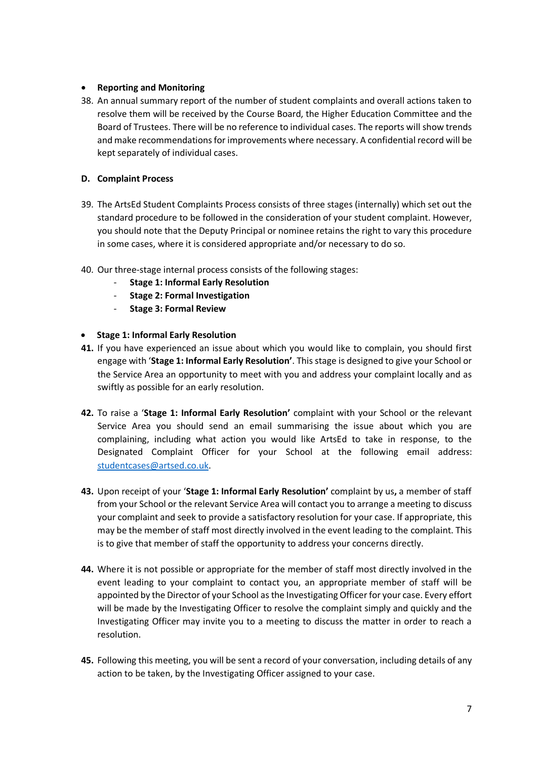- **Reporting and Monitoring**

38. An annual summary report of the number of student complaints and overall actions taken to resolve them will be received by the Course Board, the Higher Education Committee and the Board of Trustees. There will be no reference to individual cases. The reports will show trends and make recommendations for improvements where necessary. A confidential record will be kept separately of individual cases.

### D. Complaint Process

39. The ArtsEd Student Complaints Process consists of three stages (internally) which set out the standard procedure to be followed in the consideration of your student complaint. However, you should note that the Deputy Principal or nominee retains the right to vary this procedure in some cases, where it is considered appropriate and/or necessary to do so.

40. Our three-stage internal process consists of the following stages:
    - **Stage 1: Informal Early Resolution**
    - **Stage 2: Formal Investigation**
    - **Stage 3: Formal Review**

- **Stage 1: Informal Early Resolution**

**41.** If you have experienced an issue about which you would like to complain, you should first engage with '**Stage 1: Informal Early Resolution**'. This stage is designed to give your School or the Service Area an opportunity to meet with you and address your complaint locally and as swiftly as possible for an early resolution.

**42.** To raise a '**Stage 1: Informal Early Resolution'** complaint with your School or the relevant Service Area you should send an email summarising the issue about which you are complaining, including what action you would like ArtsEd to take in response, to the Designated Complaint Officer for your School at the following email address: studentcases@artsed.co.uk.

**43.** Upon receipt of your '**Stage 1: Informal Early Resolution'** complaint by us**,** a member of staff from your School or the relevant Service Area will contact you to arrange a meeting to discuss your complaint and seek to provide a satisfactory resolution for your case. If appropriate, this may be the member of staff most directly involved in the event leading to the complaint. This is to give that member of staff the opportunity to address your concerns directly.

**44.** Where it is not possible or appropriate for the member of staff most directly involved in the event leading to your complaint to contact you, an appropriate member of staff will be appointed by the Director of your School as the Investigating Officer for your case. Every effort will be made by the Investigating Officer to resolve the complaint simply and quickly and the Investigating Officer may invite you to a meeting to discuss the matter in order to reach a resolution.

**45.** Following this meeting, you will be sent a record of your conversation, including details of any action to be taken, by the Investigating Officer assigned to your case.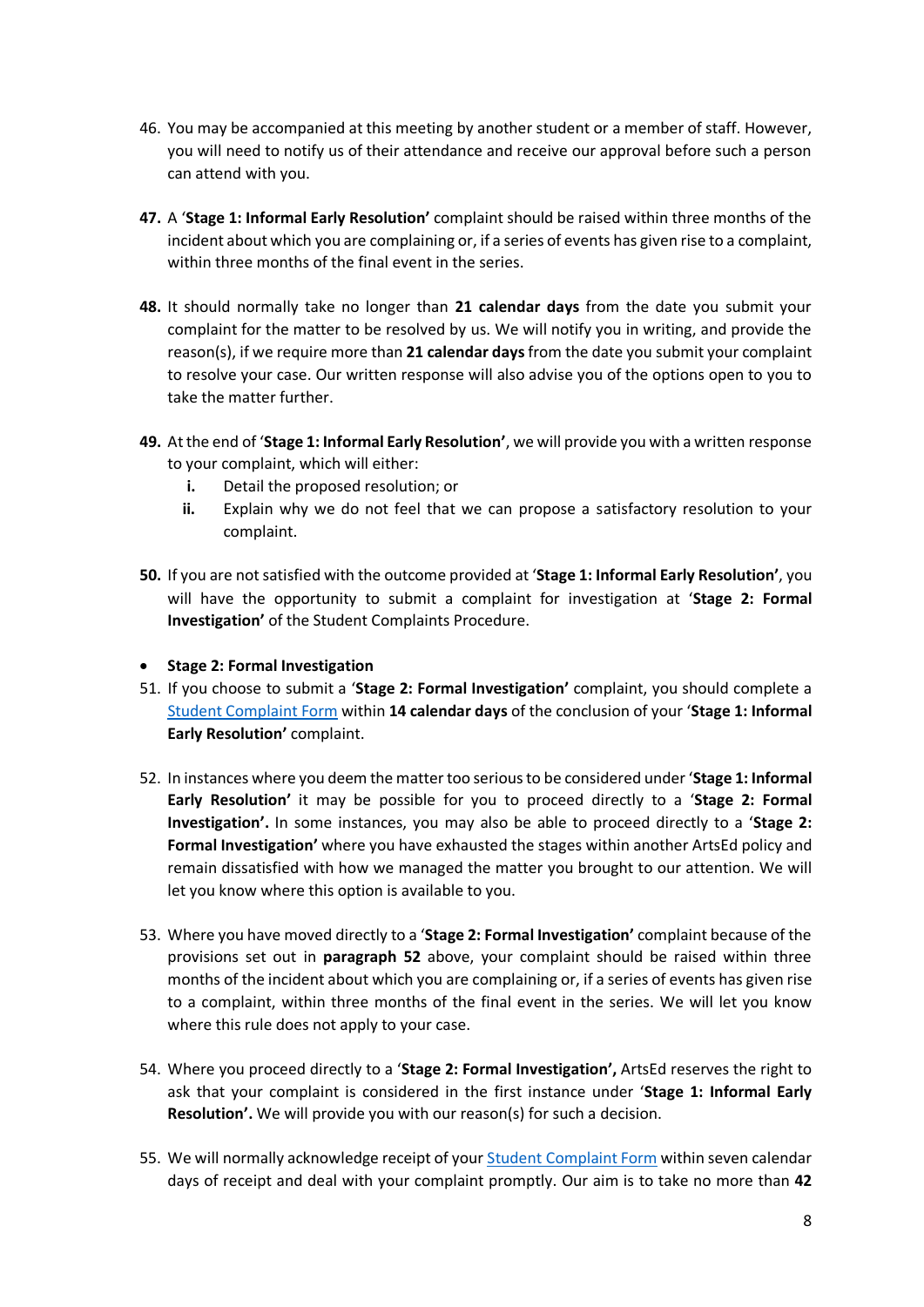46. You may be accompanied at this meeting by another student or a member of staff. However, you will need to notify us of their attendance and receive our approval before such a person can attend with you.

**47.** A '**Stage 1: Informal Early Resolution'** complaint should be raised within three months of the incident about which you are complaining or, if a series of events has given rise to a complaint, within three months of the final event in the series.

**48.** It should normally take no longer than **21 calendar days** from the date you submit your complaint for the matter to be resolved by us. We will notify you in writing, and provide the reason(s), if we require more than **21 calendar days** from the date you submit your complaint to resolve your case. Our written response will also advise you of the options open to you to take the matter further.

**49.** At the end of '**Stage 1: Informal Early Resolution'**, we will provide you with a written response to your complaint, which will either:

   **i.** Detail the proposed resolution; or

   **ii.** Explain why we do not feel that we can propose a satisfactory resolution to your complaint.

**50.** If you are not satisfied with the outcome provided at '**Stage 1: Informal Early Resolution'**, you will have the opportunity to submit a complaint for investigation at '**Stage 2: Formal Investigation'** of the Student Complaints Procedure.

- **Stage 2: Formal Investigation**

51. If you choose to submit a '**Stage 2: Formal Investigation'** complaint, you should complete a [Student Complaint Form]() within **14 calendar days** of the conclusion of your '**Stage 1: Informal Early Resolution'** complaint.

52. In instances where you deem the matter too serious to be considered under '**Stage 1: Informal Early Resolution'** it may be possible for you to proceed directly to a '**Stage 2: Formal Investigation'.** In some instances, you may also be able to proceed directly to a '**Stage 2: Formal Investigation'** where you have exhausted the stages within another ArtsEd policy and remain dissatisfied with how we managed the matter you brought to our attention. We will let you know where this option is available to you.

53. Where you have moved directly to a '**Stage 2: Formal Investigation'** complaint because of the provisions set out in **paragraph 52** above, your complaint should be raised within three months of the incident about which you are complaining or, if a series of events has given rise to a complaint, within three months of the final event in the series. We will let you know where this rule does not apply to your case.

54. Where you proceed directly to a '**Stage 2: Formal Investigation',** ArtsEd reserves the right to ask that your complaint is considered in the first instance under '**Stage 1: Informal Early Resolution'.** We will provide you with our reason(s) for such a decision.

55. We will normally acknowledge receipt of your [Student Complaint Form]() within seven calendar days of receipt and deal with your complaint promptly. Our aim is to take no more than **42**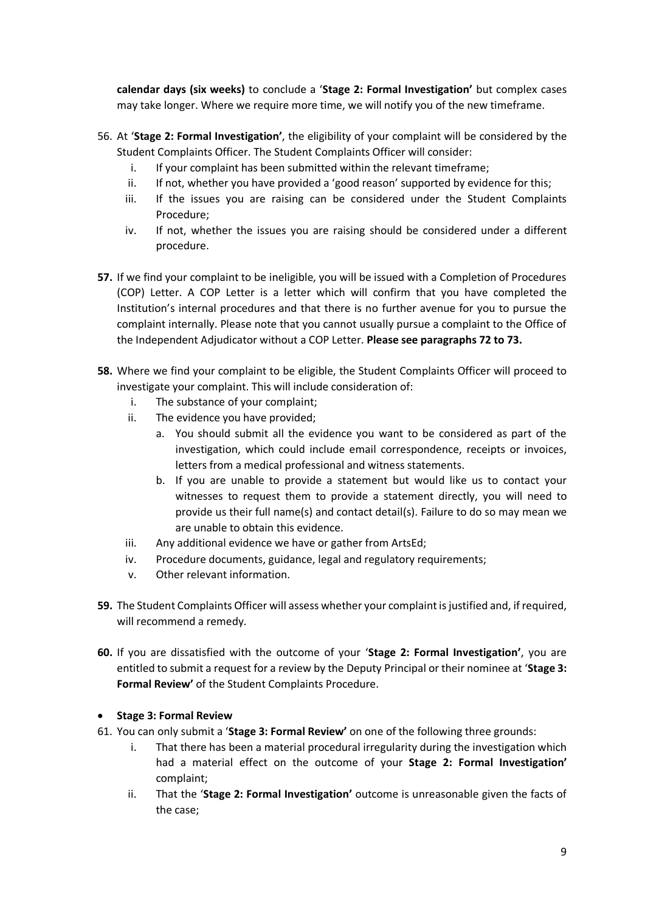**calendar days (six weeks)** to conclude a '**Stage 2: Formal Investigation'** but complex cases may take longer. Where we require more time, we will notify you of the new timeframe.

56. At '**Stage 2: Formal Investigation'**, the eligibility of your complaint will be considered by the Student Complaints Officer. The Student Complaints Officer will consider:
    i. If your complaint has been submitted within the relevant timeframe;
    ii. If not, whether you have provided a 'good reason' supported by evidence for this;
    iii. If the issues you are raising can be considered under the Student Complaints Procedure;
    iv. If not, whether the issues you are raising should be considered under a different procedure.

**57.** If we find your complaint to be ineligible, you will be issued with a Completion of Procedures (COP) Letter. A COP Letter is a letter which will confirm that you have completed the Institution's internal procedures and that there is no further avenue for you to pursue the complaint internally. Please note that you cannot usually pursue a complaint to the Office of the Independent Adjudicator without a COP Letter. **Please see paragraphs 72 to 73.**

**58.** Where we find your complaint to be eligible, the Student Complaints Officer will proceed to investigate your complaint. This will include consideration of:
    i. The substance of your complaint;
    ii. The evidence you have provided;
        a. You should submit all the evidence you want to be considered as part of the investigation, which could include email correspondence, receipts or invoices, letters from a medical professional and witness statements.
        b. If you are unable to provide a statement but would like us to contact your witnesses to request them to provide a statement directly, you will need to provide us their full name(s) and contact detail(s). Failure to do so may mean we are unable to obtain this evidence.
    iii. Any additional evidence we have or gather from ArtsEd;
    iv. Procedure documents, guidance, legal and regulatory requirements;
    v. Other relevant information.

**59.** The Student Complaints Officer will assess whether your complaint is justified and, if required, will recommend a remedy.

**60.** If you are dissatisfied with the outcome of your '**Stage 2: Formal Investigation'**, you are entitled to submit a request for a review by the Deputy Principal or their nominee at '**Stage 3: Formal Review'** of the Student Complaints Procedure.

- **Stage 3: Formal Review**

61. You can only submit a '**Stage 3: Formal Review'** on one of the following three grounds:
    i. That there has been a material procedural irregularity during the investigation which had a material effect on the outcome of your **Stage 2: Formal Investigation'** complaint;
    ii. That the '**Stage 2: Formal Investigation'** outcome is unreasonable given the facts of the case;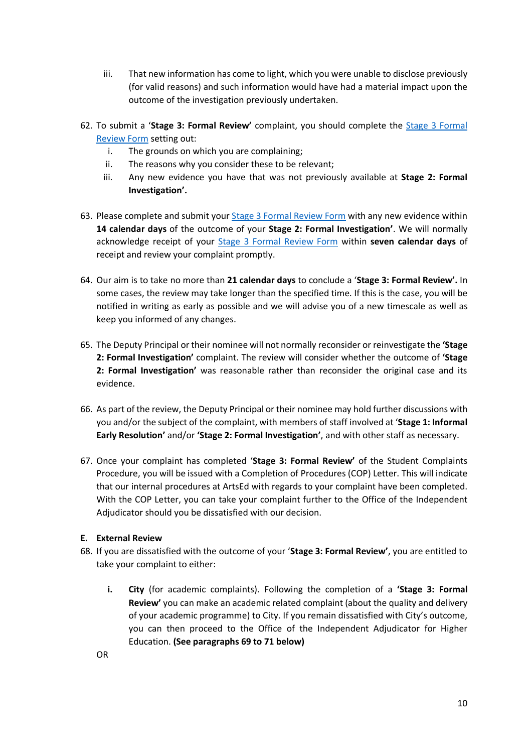iii. That new information has come to light, which you were unable to disclose previously (for valid reasons) and such information would have had a material impact upon the outcome of the investigation previously undertaken.

62. To submit a '**Stage 3: Formal Review'** complaint, you should complete the [Stage 3 Formal Review Form]() setting out:
    i. The grounds on which you are complaining;
    ii. The reasons why you consider these to be relevant;
    iii. Any new evidence you have that was not previously available at **Stage 2: Formal Investigation'.**

63. Please complete and submit your [Stage 3 Formal Review Form]() with any new evidence within **14 calendar days** of the outcome of your **Stage 2: Formal Investigation'**. We will normally acknowledge receipt of your [Stage 3 Formal Review Form]() within **seven calendar days** of receipt and review your complaint promptly.

64. Our aim is to take no more than **21 calendar days** to conclude a '**Stage 3: Formal Review'.** In some cases, the review may take longer than the specified time. If this is the case, you will be notified in writing as early as possible and we will advise you of a new timescale as well as keep you informed of any changes.

65. The Deputy Principal or their nominee will not normally reconsider or reinvestigate the **'Stage 2: Formal Investigation'** complaint. The review will consider whether the outcome of **'Stage 2: Formal Investigation'** was reasonable rather than reconsider the original case and its evidence.

66. As part of the review, the Deputy Principal or their nominee may hold further discussions with you and/or the subject of the complaint, with members of staff involved at '**Stage 1: Informal Early Resolution'** and/or **'Stage 2: Formal Investigation'**, and with other staff as necessary.

67. Once your complaint has completed '**Stage 3: Formal Review'** of the Student Complaints Procedure, you will be issued with a Completion of Procedures (COP) Letter. This will indicate that our internal procedures at ArtsEd with regards to your complaint have been completed. With the COP Letter, you can take your complaint further to the Office of the Independent Adjudicator should you be dissatisfied with our decision.

**E. External Review**

68. If you are dissatisfied with the outcome of your '**Stage 3: Formal Review'**, you are entitled to take your complaint to either:

    **i. City** (for academic complaints). Following the completion of a **'Stage 3: Formal Review'** you can make an academic related complaint (about the quality and delivery of your academic programme) to City. If you remain dissatisfied with City's outcome, you can then proceed to the Office of the Independent Adjudicator for Higher Education. **(See paragraphs 69 to 71 below)**

    OR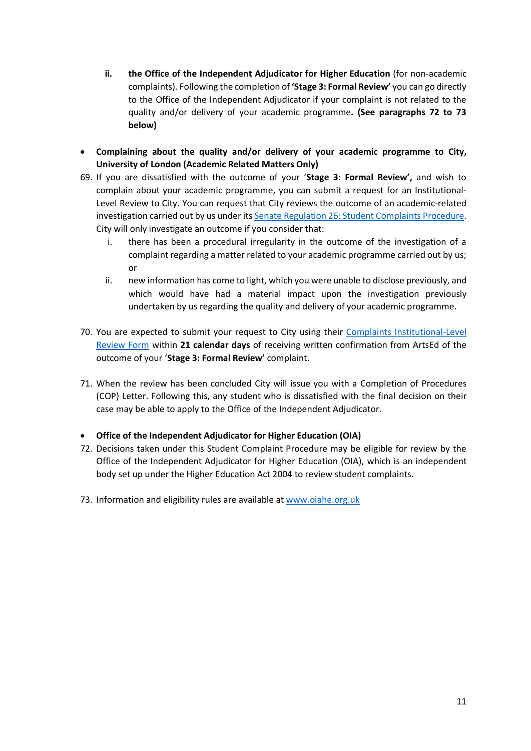ii. **the Office of the Independent Adjudicator for Higher Education** (for non-academic complaints). Following the completion of **'Stage 3: Formal Review'** you can go directly to the Office of the Independent Adjudicator if your complaint is not related to the quality and/or delivery of your academic programme**. (See paragraphs 72 to 73 below)**

- **Complaining about the quality and/or delivery of your academic programme to City, University of London (Academic Related Matters Only)**

69. If you are dissatisfied with the outcome of your '**Stage 3: Formal Review',** and wish to complain about your academic programme, you can submit a request for an Institutional-Level Review to City. You can request that City reviews the outcome of an academic-related investigation carried out by us under its Senate Regulation 26: Student Complaints Procedure. City will only investigate an outcome if you consider that:
    i. there has been a procedural irregularity in the outcome of the investigation of a complaint regarding a matter related to your academic programme carried out by us; or
    ii. new information has come to light, which you were unable to disclose previously, and which would have had a material impact upon the investigation previously undertaken by us regarding the quality and delivery of your academic programme.

70. You are expected to submit your request to City using their Complaints Institutional-Level Review Form within **21 calendar days** of receiving written confirmation from ArtsEd of the outcome of your '**Stage 3: Formal Review'** complaint.

71. When the review has been concluded City will issue you with a Completion of Procedures (COP) Letter. Following this, any student who is dissatisfied with the final decision on their case may be able to apply to the Office of the Independent Adjudicator.

- **Office of the Independent Adjudicator for Higher Education (OIA)**

72. Decisions taken under this Student Complaint Procedure may be eligible for review by the Office of the Independent Adjudicator for Higher Education (OIA), which is an independent body set up under the Higher Education Act 2004 to review student complaints.

73. Information and eligibility rules are available at www.oiahe.org.uk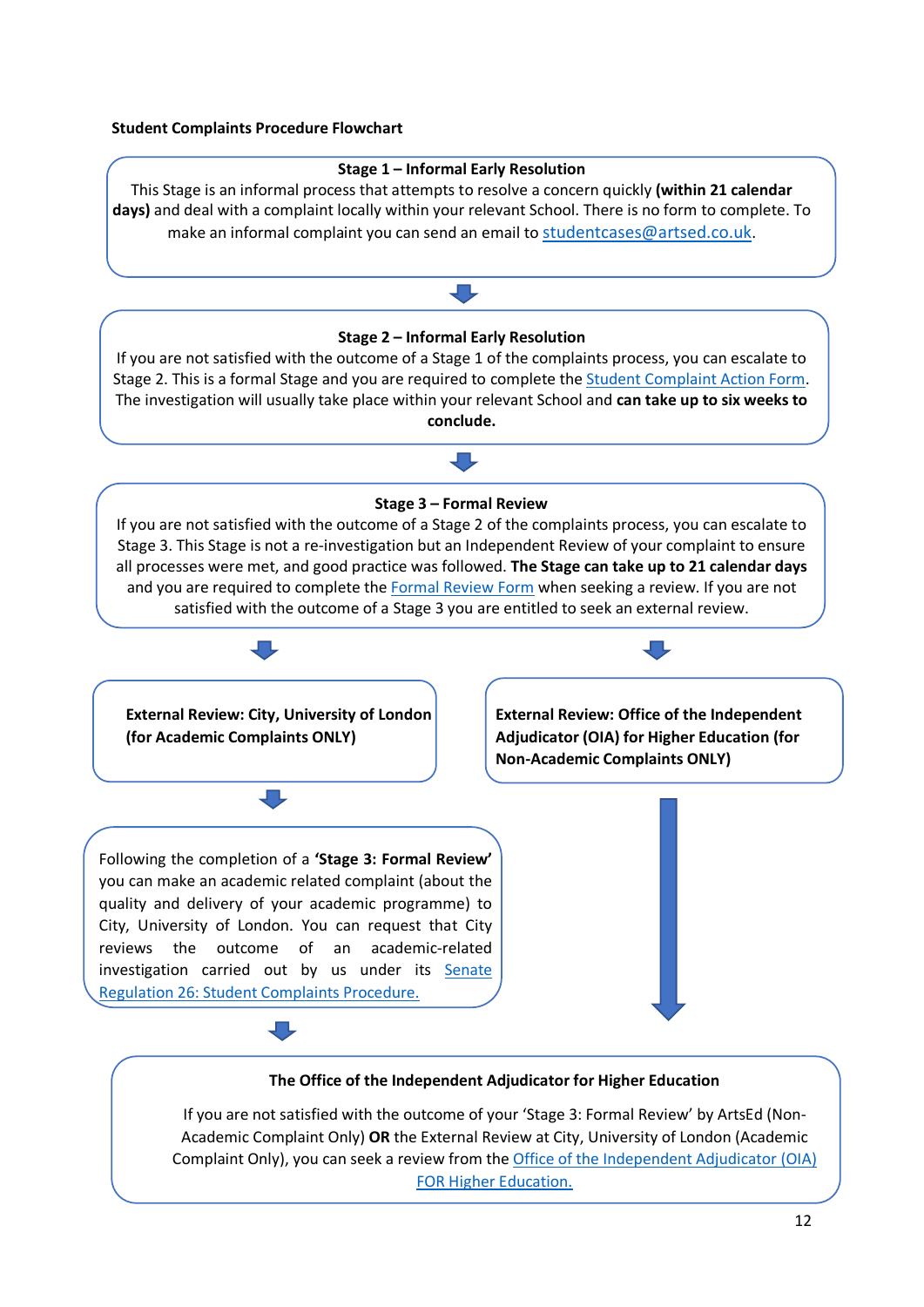**Student Complaints Procedure Flowchart**

**Stage 1 – Informal Early Resolution**

This Stage is an informal process that attempts to resolve a concern quickly **(within 21 calendar days)** and deal with a complaint locally within your relevant School. There is no form to complete. To make an informal complaint you can send an email to studentcases@artsed.co.uk.

**Stage 2 – Informal Early Resolution**

If you are not satisfied with the outcome of a Stage 1 of the complaints process, you can escalate to Stage 2. This is a formal Stage and you are required to complete the Student Complaint Action Form. The investigation will usually take place within your relevant School and **can take up to six weeks to conclude.**

**Stage 3 – Formal Review**

If you are not satisfied with the outcome of a Stage 2 of the complaints process, you can escalate to Stage 3. This Stage is not a re-investigation but an Independent Review of your complaint to ensure all processes were met, and good practice was followed. **The Stage can take up to 21 calendar days** and you are required to complete the Formal Review Form when seeking a review. If you are not satisfied with the outcome of a Stage 3 you are entitled to seek an external review.

**External Review: City, University of London (for Academic Complaints ONLY)**

Following the completion of a **'Stage 3: Formal Review'** you can make an academic related complaint (about the quality and delivery of your academic programme) to City, University of London. You can request that City reviews the outcome of an academic-related investigation carried out by us under its Senate Regulation 26: Student Complaints Procedure.

**External Review: Office of the Independent Adjudicator (OIA) for Higher Education (for Non-Academic Complaints ONLY)**

**The Office of the Independent Adjudicator for Higher Education**

If you are not satisfied with the outcome of your 'Stage 3: Formal Review' by ArtsEd (Non-Academic Complaint Only) **OR** the External Review at City, University of London (Academic Complaint Only), you can seek a review from the Office of the Independent Adjudicator (OIA) FOR Higher Education.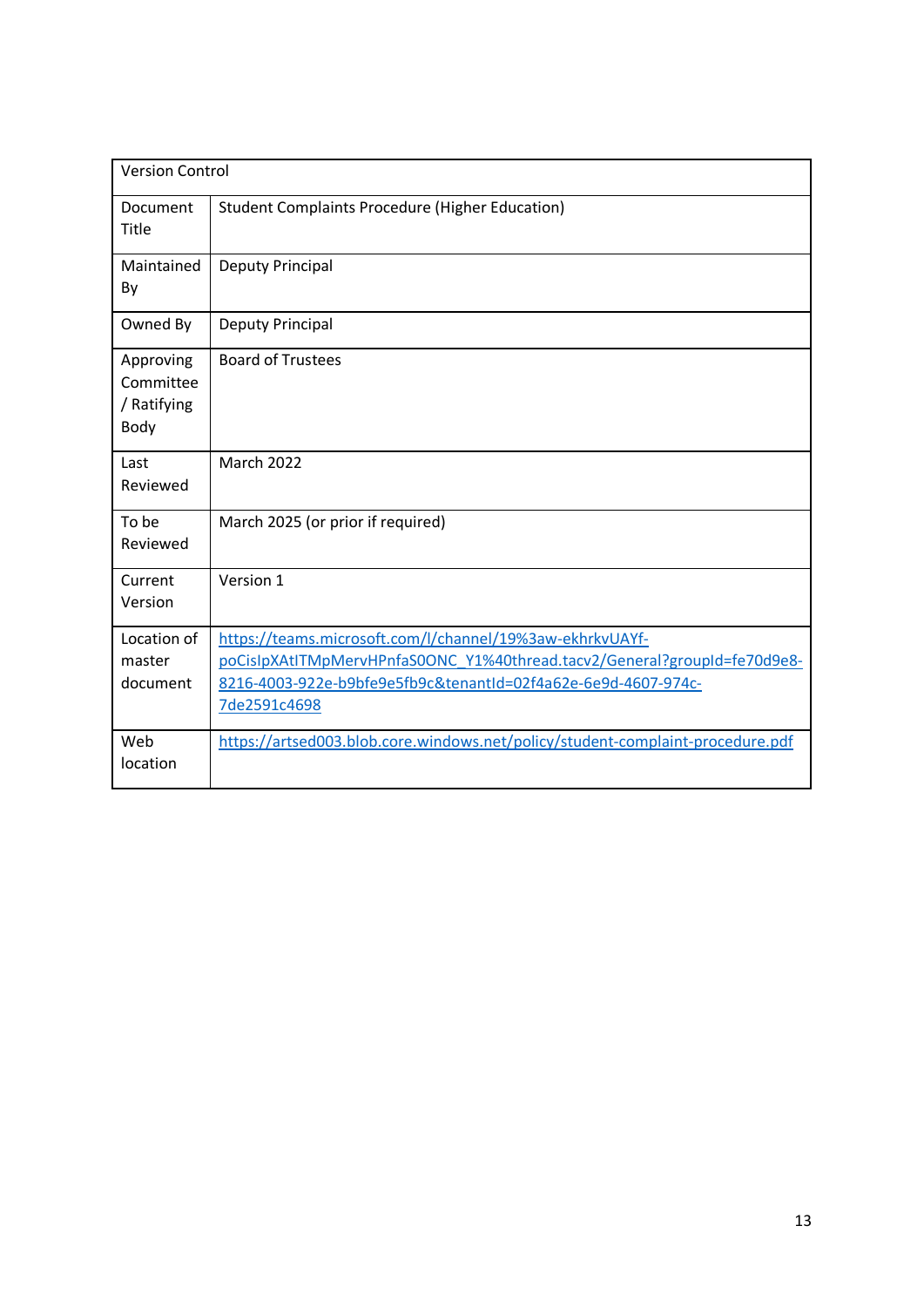| Version Control | |
|---|---|
| Document Title | Student Complaints Procedure (Higher Education) |
| Maintained By | Deputy Principal |
| Owned By | Deputy Principal |
| Approving Committee / Ratifying Body | Board of Trustees |
| Last Reviewed | March 2022 |
| To be Reviewed | March 2025 (or prior if required) |
| Current Version | Version 1 |
| Location of master document | https://teams.microsoft.com/l/channel/19%3aw-ekhrkvUAYf-poCisIpXAtITMpMervHPnfaS0ONC_Y1%40thread.tacv2/General?groupId=fe70d9e8-8216-4003-922e-b9bfe9e5fb9c&tenantId=02f4a62e-6e9d-4607-974c-7de2591c4698 |
| Web location | https://artsed003.blob.core.windows.net/policy/student-complaint-procedure.pdf |